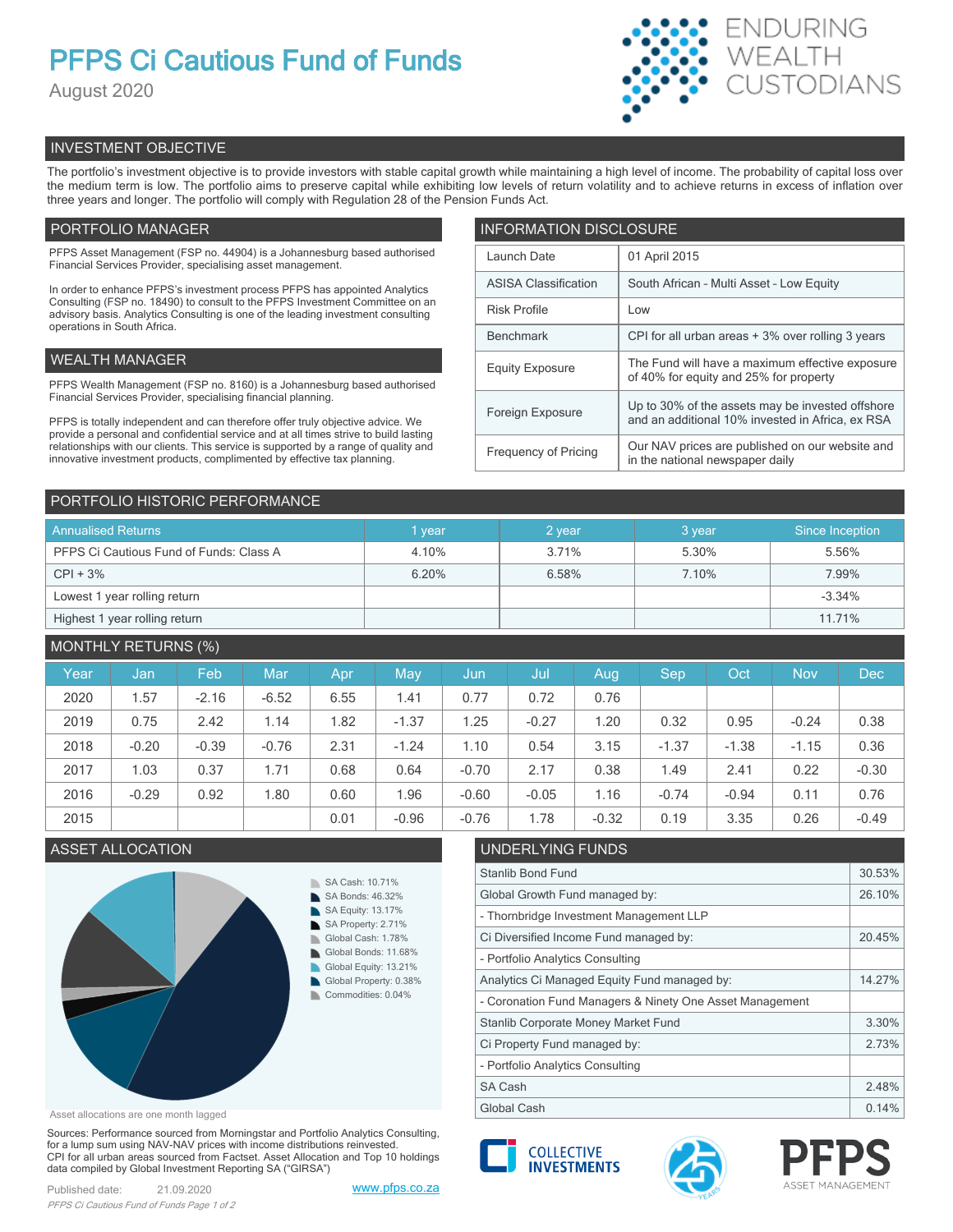# PFPS Ci Cautious Fund of Funds

August 2020

ENDURING WEALTH CUSTODIANS

## INVESTMENT OBJECTIVE

The portfolio's investment objective is to provide investors with stable capital growth while maintaining a high level of income. The probability of capital loss over the medium term is low. The portfolio aims to preserve capital while exhibiting low levels of return volatility and to achieve returns in excess of inflation over three years and longer. The portfolio will comply with Regulation 28 of the Pension Funds Act.

## PORTFOLIO MANAGER

PFPS Asset Management (FSP no. 44904) is a Johannesburg based authorised Financial Services Provider, specialising asset management.

In order to enhance PFPS's investment process PFPS has appointed Analytics Consulting (FSP no. 18490) to consult to the PFPS Investment Committee on an advisory basis. Analytics Consulting is one of the leading investment consulting operations in South Africa.

## WEALTH MANAGER

PFPS Wealth Management (FSP no. 8160) is a Johannesburg based authorised Financial Services Provider, specialising financial planning.

PFPS is totally independent and can therefore offer truly objective advice. We provide a personal and confidential service and at all times strive to build lasting relationships with our clients. This service is supported by a range of quality and innovative investment products, complimented by effective tax planning.

## INFORMATION DISCLOSURE

| | |
|---|---|
| Launch Date | 01 April 2015 |
| ASISA Classification | South African - Multi Asset - Low Equity |
| Risk Profile | Low |
| Benchmark | CPI for all urban areas + 3% over rolling 3 years |
| Equity Exposure | The Fund will have a maximum effective exposure of 40% for equity and 25% for property |
| Foreign Exposure | Up to 30% of the assets may be invested offshore and an additional 10% invested in Africa, ex RSA |
| Frequency of Pricing | Our NAV prices are published on our website and in the national newspaper daily |

## PORTFOLIO HISTORIC PERFORMANCE

| Annualised Returns | 1 year | 2 year | 3 year | Since Inception |
|---|---|---|---|---|
| PFPS Ci Cautious Fund of Funds: Class A | 4.10% | 3.71% | 5.30% | 5.56% |
| CPI + 3% | 6.20% | 6.58% | 7.10% | 7.99% |
| Lowest 1 year rolling return | | | | -3.34% |
| Highest 1 year rolling return | | | | 11.71% |

## MONTHLY RETURNS (%)

| Year | Jan | Feb | Mar | Apr | May | Jun | Jul | Aug | Sep | Oct | Nov | Dec |
|---|---|---|---|---|---|---|---|---|---|---|---|---|
| 2020 | 1.57 | -2.16 | -6.52 | 6.55 | 1.41 | 0.77 | 0.72 | 0.76 | | | | |
| 2019 | 0.75 | 2.42 | 1.14 | 1.82 | -1.37 | 1.25 | -0.27 | 1.20 | 0.32 | 0.95 | -0.24 | 0.38 |
| 2018 | -0.20 | -0.39 | -0.76 | 2.31 | -1.24 | 1.10 | 0.54 | 3.15 | -1.37 | -1.38 | -1.15 | 0.36 |
| 2017 | 1.03 | 0.37 | 1.71 | 0.68 | 0.64 | -0.70 | 2.17 | 0.38 | 1.49 | 2.41 | 0.22 | -0.30 |
| 2016 | -0.29 | 0.92 | 1.80 | 0.60 | 1.96 | -0.60 | -0.05 | 1.16 | -0.74 | -0.94 | 0.11 | 0.76 |
| 2015 | | | | 0.01 | -0.96 | -0.76 | 1.78 | -0.32 | 0.19 | 3.35 | 0.26 | -0.49 |

## ASSET ALLOCATION

- SA Cash: 10.71%
- SA Bonds: 46.32%
- SA Equity: 13.17%
- SA Property: 2.71%
- Global Cash: 1.78%
- Global Bonds: 11.68%
- Global Equity: 13.21%
- Global Property: 0.38%
- Commodities: 0.04%

Asset allocations are one month lagged

## UNDERLYING FUNDS

| | |
|---|---|
| Stanlib Bond Fund | 30.53% |
| Global Growth Fund managed by: | 26.10% |
| - Thornbridge Investment Management LLP | |
| Ci Diversified Income Fund managed by: | 20.45% |
| - Portfolio Analytics Consulting | |
| Analytics Ci Managed Equity Fund managed by: | 14.27% |
| - Coronation Fund Managers & Ninety One Asset Management | |
| Stanlib Corporate Money Market Fund | 3.30% |
| Ci Property Fund managed by: | 2.73% |
| - Portfolio Analytics Consulting | |
| SA Cash | 2.48% |
| Global Cash | 0.14% |

Sources: Performance sourced from Morningstar and Portfolio Analytics Consulting, for a lump sum using NAV-NAV prices with income distributions reinvested. CPI for all urban areas sourced from Factset. Asset Allocation and Top 10 holdings data compiled by Global Investment Reporting SA ("GIRSA")

Published date: 21.09.2020

www.pfps.co.za

COLLECTIVE INVESTMENTS

PFPS ASSET MANAGEMENT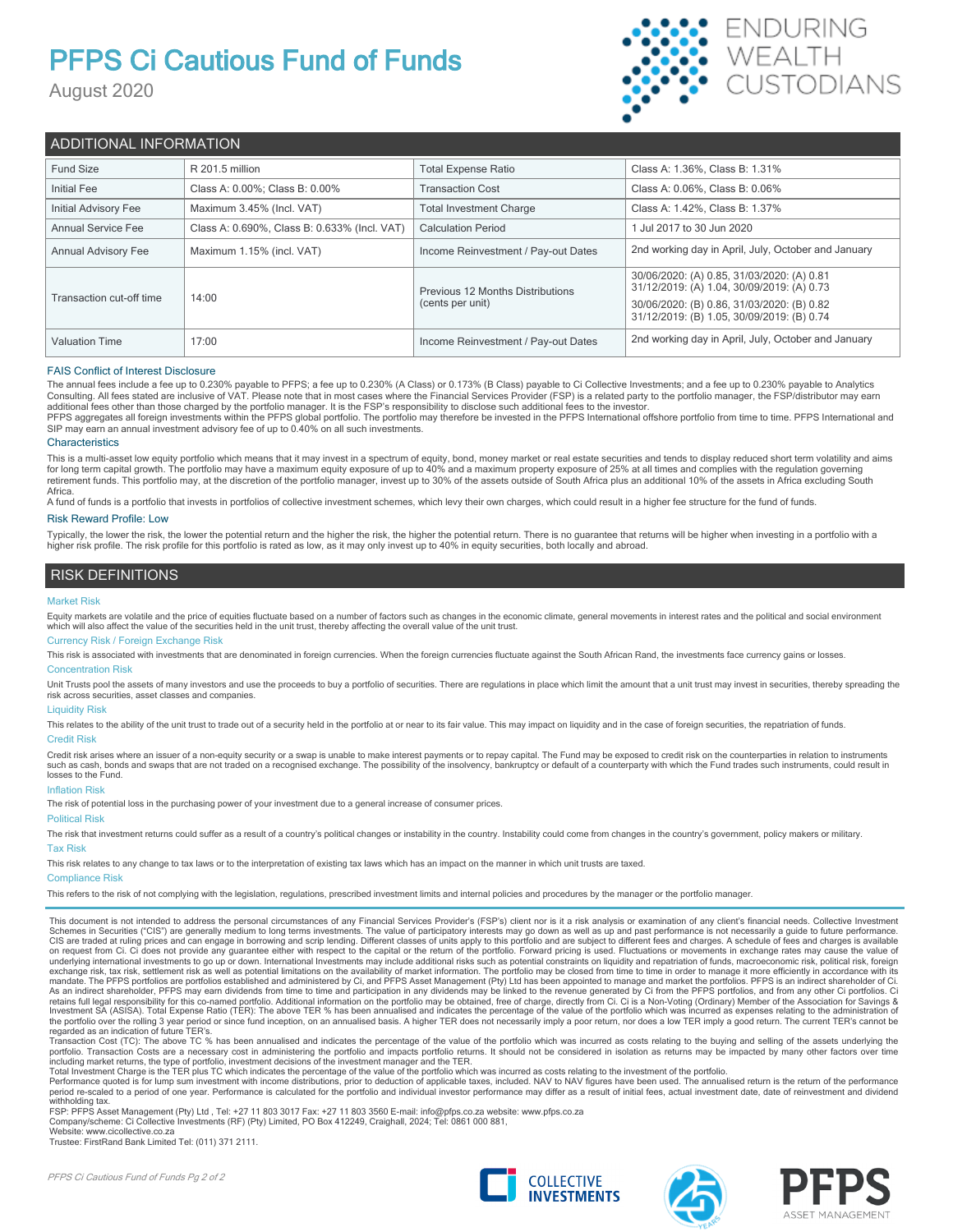# PFPS Ci Cautious Fund of Funds

August 2020

ENDURING WEALTH CUSTODIANS

## ADDITIONAL INFORMATION

| | | | |
|---|---|---|---|
| Fund Size | R 201.5 million | Total Expense Ratio | Class A: 1.36%, Class B: 1.31% |
| Initial Fee | Class A: 0.00%; Class B: 0.00% | Transaction Cost | Class A: 0.06%, Class B: 0.06% |
| Initial Advisory Fee | Maximum 3.45% (Incl. VAT) | Total Investment Charge | Class A: 1.42%, Class B: 1.37% |
| Annual Service Fee | Class A: 0.690%, Class B: 0.633% (Incl. VAT) | Calculation Period | 1 Jul 2017 to 30 Jun 2020 |
| Annual Advisory Fee | Maximum 1.15% (incl. VAT) | Income Reinvestment / Pay-out Dates | 2nd working day in April, July, October and January |
| Transaction cut-off time | 14:00 | Previous 12 Months Distributions (cents per unit) | 30/06/2020: (A) 0.85, 31/03/2020: (A) 0.81<br>31/12/2019: (A) 1.04, 30/09/2019: (A) 0.73<br>30/06/2020: (B) 0.86, 31/03/2020: (B) 0.82<br>31/12/2019: (B) 1.05, 30/09/2019: (B) 0.74 |
| Valuation Time | 17:00 | Income Reinvestment / Pay-out Dates | 2nd working day in April, July, October and January |

### FAIS Conflict of Interest Disclosure

The annual fees include a fee up to 0.230% payable to PFPS; a fee up to 0.230% (A Class) or 0.173% (B Class) payable to Ci Collective Investments; and a fee up to 0.230% payable to Analytics Consulting. All fees stated are inclusive of VAT. Please note that in most cases where the Financial Services Provider (FSP) is a related party to the portfolio manager, the FSP/distributor may earn additional fees other than those charged by the portfolio manager. It is the FSP's responsibility to disclose such additional fees to the investor.
PFPS aggregates all foreign investments within the PFPS global portfolio. The portfolio may therefore be invested in the PFPS International offshore portfolio from time to time. PFPS International and SIP may earn an annual investment advisory fee of up to 0.40% on all such investments.

### Characteristics

This is a multi-asset low equity portfolio which means that it may invest in a spectrum of equity, bond, money market or real estate securities and tends to display reduced short term volatility and aims for long term capital growth. The portfolio may have a maximum equity exposure of up to 40% and a maximum property exposure of 25% at all times and complies with the regulation governing retirement funds. This portfolio may, at the discretion of the portfolio manager, invest up to 30% of the assets outside of South Africa plus an additional 10% of the assets in Africa excluding South Africa.
A fund of funds is a portfolio that invests in portfolios of collective investment schemes, which levy their own charges, which could result in a higher fee structure for the fund of funds.

### Risk Reward Profile: Low

Typically, the lower the risk, the lower the potential return and the higher the risk, the higher the potential return. There is no guarantee that returns will be higher when investing in a portfolio with a higher risk profile. The risk profile for this portfolio is rated as low, as it may only invest up to 40% in equity securities, both locally and abroad.

## RISK DEFINITIONS

### Market Risk

Equity markets are volatile and the price of equities fluctuate based on a number of factors such as changes in the economic climate, general movements in interest rates and the political and social environment which will also affect the value of the securities held in the unit trust, thereby affecting the overall value of the unit trust.

### Currency Risk / Foreign Exchange Risk

This risk is associated with investments that are denominated in foreign currencies. When the foreign currencies fluctuate against the South African Rand, the investments face currency gains or losses.

### Concentration Risk

Unit Trusts pool the assets of many investors and use the proceeds to buy a portfolio of securities. There are regulations in place which limit the amount that a unit trust may invest in securities, thereby spreading the risk across securities, asset classes and companies.

### Liquidity Risk

This relates to the ability of the unit trust to trade out of a security held in the portfolio at or near to its fair value. This may impact on liquidity and in the case of foreign securities, the repatriation of funds.

### Credit Risk

Credit risk arises where an issuer of a non-equity security or a swap is unable to make interest payments or to repay capital. The Fund may be exposed to credit risk on the counterparties in relation to instruments such as cash, bonds and swaps that are not traded on a recognised exchange. The possibility of the insolvency, bankruptcy or default of a counterparty with which the Fund trades such instruments, could result in losses to the Fund.

### Inflation Risk

The risk of potential loss in the purchasing power of your investment due to a general increase of consumer prices.

### Political Risk

The risk that investment returns could suffer as a result of a country's political changes or instability in the country. Instability could come from changes in the country's government, policy makers or military.

### Tax Risk

This risk relates to any change to tax laws or to the interpretation of existing tax laws which has an impact on the manner in which unit trusts are taxed.

### Compliance Risk

This refers to the risk of not complying with the legislation, regulations, prescribed investment limits and internal policies and procedures by the manager or the portfolio manager.

---

This document is not intended to address the personal circumstances of any Financial Services Provider's (FSP's) client nor is it a risk analysis or examination of any client's financial needs. Collective Investment Schemes in Securities ("CIS") are generally medium to long terms investments. The value of participatory interests may go down as well as up and past performance is not necessarily a guide to future performance. CIS are traded at ruling prices and can engage in borrowing and scrip lending. Different classes of units apply to this portfolio and are subject to different fees and charges. A schedule of fees and charges is available on request from Ci. Ci does not provide any guarantee either with respect to the capital or the return of the portfolio. Forward pricing is used. Fluctuations or movements in exchange rates may cause the value of underlying international investments to go up or down. International Investments may include additional risks such as potential constraints on liquidity and repatriation of funds, macroeconomic risk, political risk, foreign exchange risk, tax risk, settlement risk as well as potential limitations on the availability of market information. The portfolio may be closed from time to time in order to manage it more efficiently in accordance with its mandate. The PFPS portfolios are portfolios established and administered by Ci, and PFPS Asset Management (Pty) Ltd has been appointed to manage and market the portfolios. PFPS is an indirect shareholder of Ci. As an indirect shareholder, PFPS may earn dividends from time to time and participation in any dividends may be linked to the revenue generated by Ci from the PFPS portfolios, and from any other Ci portfolios. Ci retains full legal responsibility for this co-named portfolio. Additional information on the portfolio may be obtained, free of charge, directly from Ci. Ci is a Non-Voting (Ordinary) Member of the Association for Savings & Investment SA (ASISA). Total Expense Ratio (TER): The above TER % has been annualised and indicates the percentage of the value of the portfolio which was incurred as expenses relating to the administration of the portfolio over the rolling 3 year period or since fund inception, on an annualised basis. A higher TER does not necessarily imply a poor return, nor does a low TER imply a good return. The current TER's cannot be regarded as an indication of future TER's.
Transaction Cost (TC): The above TC % has been annualised and indicates the percentage of the value of the portfolio which was incurred as costs relating to the buying and selling of the assets underlying the portfolio. Transaction Costs are a necessary cost in administering the portfolio and impacts portfolio returns. It should not be considered in isolation as returns may be impacted by many other factors over time including market returns, the type of portfolio, investment decisions of the investment manager and the TER.
Total Investment Charge is the TER plus TC which indicates the percentage of the value of the portfolio which was incurred as costs relating to the investment of the portfolio.
Performance quoted is for lump sum investment with income distributions, prior to deduction of applicable taxes, included. NAV to NAV figures have been used. The annualised return is the return of the performance period re-scaled to a period of one year. Performance is calculated for the portfolio and individual investor performance may differ as a result of initial fees, actual investment date, date of reinvestment and dividend withholding tax.
FSP: PFPS Asset Management (Pty) Ltd , Tel: +27 11 803 3017 Fax: +27 11 803 3560 E-mail: info@pfps.co.za website: www.pfps.co.za
Company/scheme: Ci Collective Investments (RF) (Pty) Limited, PO Box 412249, Craighall, 2024; Tel: 0861 000 881,
Website: www.cicollective.co.za
Trustee: FirstRand Bank Limited Tel: (011) 371 2111.